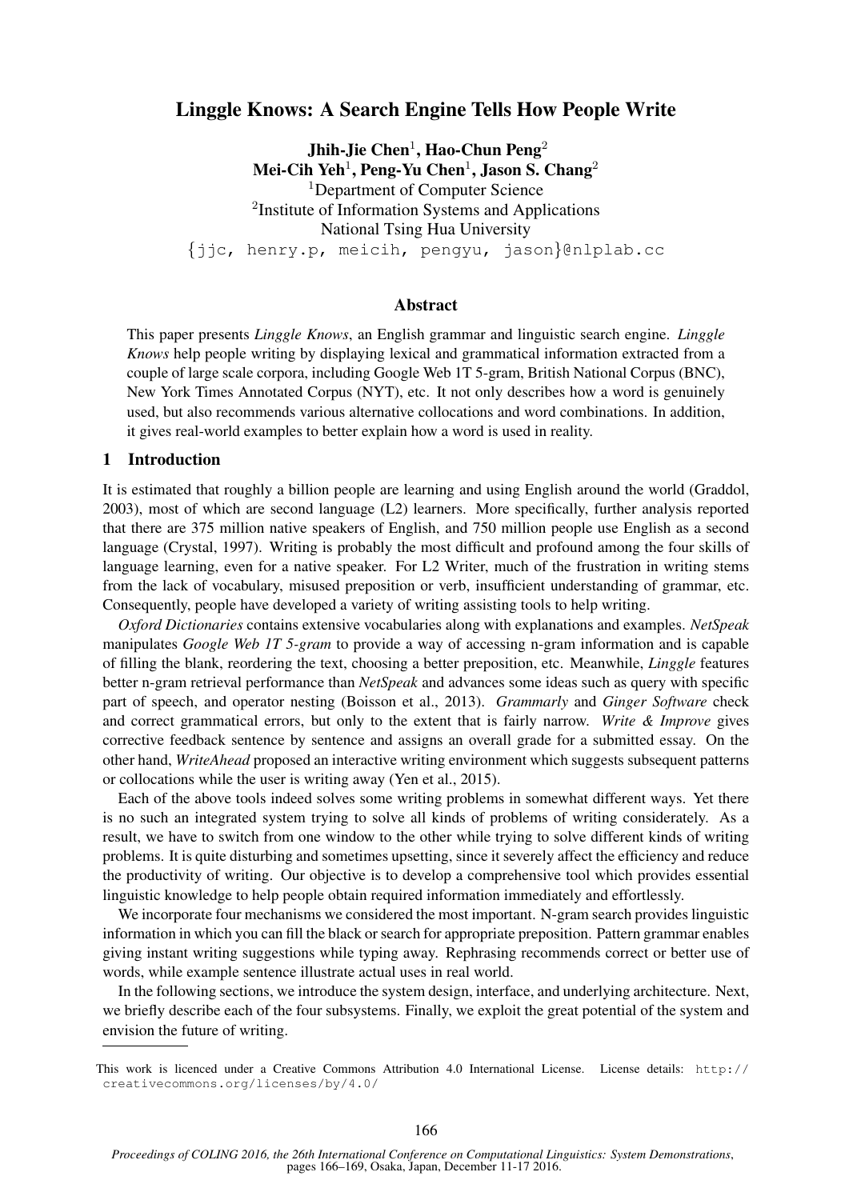# Linggle Knows: A Search Engine Tells How People Write

**Jhih-Jie Chen[1], Hao-Chun Peng[2]**
**Mei-Cih Yeh[1], Peng-Yu Chen[1], Jason S. Chang[2]**
[1]Department of Computer Science
[2]Institute of Information Systems and Applications
National Tsing Hua University
{jjc, henry.p, meicih, pengyu, jason}@nlplab.cc

## Abstract

This paper presents *Linggle Knows*, an English grammar and linguistic search engine. *Linggle Knows* help people writing by displaying lexical and grammatical information extracted from a couple of large scale corpora, including Google Web 1T 5-gram, British National Corpus (BNC), New York Times Annotated Corpus (NYT), etc. It not only describes how a word is genuinely used, but also recommends various alternative collocations and word combinations. In addition, it gives real-world examples to better explain how a word is used in reality.

## 1 Introduction

It is estimated that roughly a billion people are learning and using English around the world (Graddol, 2003), most of which are second language (L2) learners. More specifically, further analysis reported that there are 375 million native speakers of English, and 750 million people use English as a second language (Crystal, 1997). Writing is probably the most difficult and profound among the four skills of language learning, even for a native speaker. For L2 Writer, much of the frustration in writing stems from the lack of vocabulary, misused preposition or verb, insufficient understanding of grammar, etc. Consequently, people have developed a variety of writing assisting tools to help writing.

*Oxford Dictionaries* contains extensive vocabularies along with explanations and examples. *NetSpeak* manipulates *Google Web 1T 5-gram* to provide a way of accessing n-gram information and is capable of filling the blank, reordering the text, choosing a better preposition, etc. Meanwhile, *Linggle* features better n-gram retrieval performance than *NetSpeak* and advances some ideas such as query with specific part of speech, and operator nesting (Boisson et al., 2013). *Grammarly* and *Ginger Software* check and correct grammatical errors, but only to the extent that is fairly narrow. *Write & Improve* gives corrective feedback sentence by sentence and assigns an overall grade for a submitted essay. On the other hand, *WriteAhead* proposed an interactive writing environment which suggests subsequent patterns or collocations while the user is writing away (Yen et al., 2015).

Each of the above tools indeed solves some writing problems in somewhat different ways. Yet there is no such an integrated system trying to solve all kinds of problems of writing considerately. As a result, we have to switch from one window to the other while trying to solve different kinds of writing problems. It is quite disturbing and sometimes upsetting, since it severely affect the efficiency and reduce the productivity of writing. Our objective is to develop a comprehensive tool which provides essential linguistic knowledge to help people obtain required information immediately and effortlessly.

We incorporate four mechanisms we considered the most important. N-gram search provides linguistic information in which you can fill the black or search for appropriate preposition. Pattern grammar enables giving instant writing suggestions while typing away. Rephrasing recommends correct or better use of words, while example sentence illustrate actual uses in real world.

In the following sections, we introduce the system design, interface, and underlying architecture. Next, we briefly describe each of the four subsystems. Finally, we exploit the great potential of the system and envision the future of writing.

---

This work is licenced under a Creative Commons Attribution 4.0 International License. License details: http://creativecommons.org/licenses/by/4.0/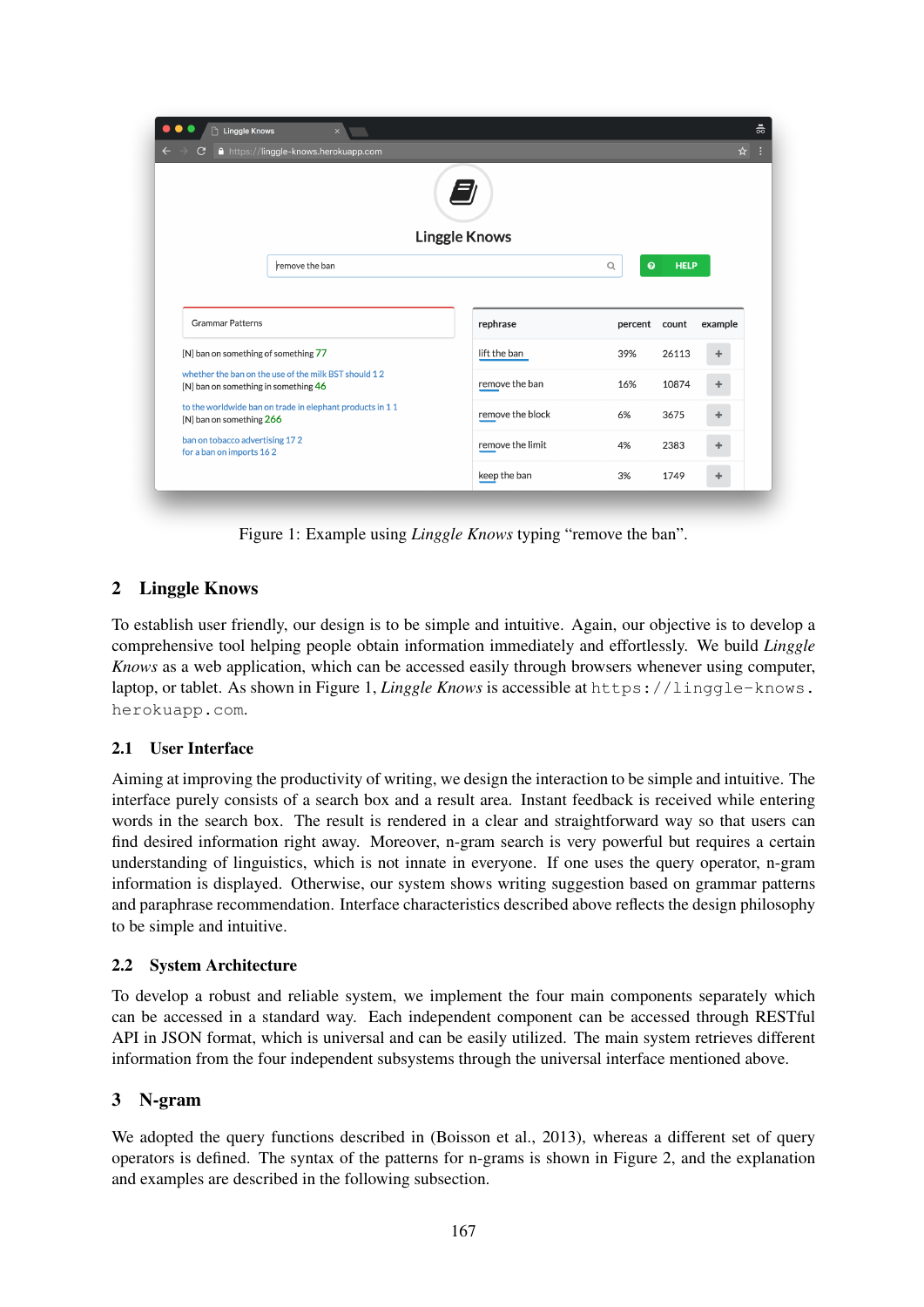Figure 1: Example using *Linggle Knows* typing "remove the ban".

## 2 Linggle Knows

To establish user friendly, our design is to be simple and intuitive. Again, our objective is to develop a comprehensive tool helping people obtain information immediately and effortlessly. We build *Linggle Knows* as a web application, which can be accessed easily through browsers whenever using computer, laptop, or tablet. As shown in Figure 1, *Linggle Knows* is accessible at `https://linggle-knows.herokuapp.com`.

### 2.1 User Interface

Aiming at improving the productivity of writing, we design the interaction to be simple and intuitive. The interface purely consists of a search box and a result area. Instant feedback is received while entering words in the search box. The result is rendered in a clear and straightforward way so that users can find desired information right away. Moreover, n-gram search is very powerful but requires a certain understanding of linguistics, which is not innate in everyone. If one uses the query operator, n-gram information is displayed. Otherwise, our system shows writing suggestion based on grammar patterns and paraphrase recommendation. Interface characteristics described above reflects the design philosophy to be simple and intuitive.

### 2.2 System Architecture

To develop a robust and reliable system, we implement the four main components separately which can be accessed in a standard way. Each independent component can be accessed through RESTful API in JSON format, which is universal and can be easily utilized. The main system retrieves different information from the four independent subsystems through the universal interface mentioned above.

## 3 N-gram

We adopted the query functions described in (Boisson et al., 2013), whereas a different set of query operators is defined. The syntax of the patterns for n-grams is shown in Figure 2, and the explanation and examples are described in the following subsection.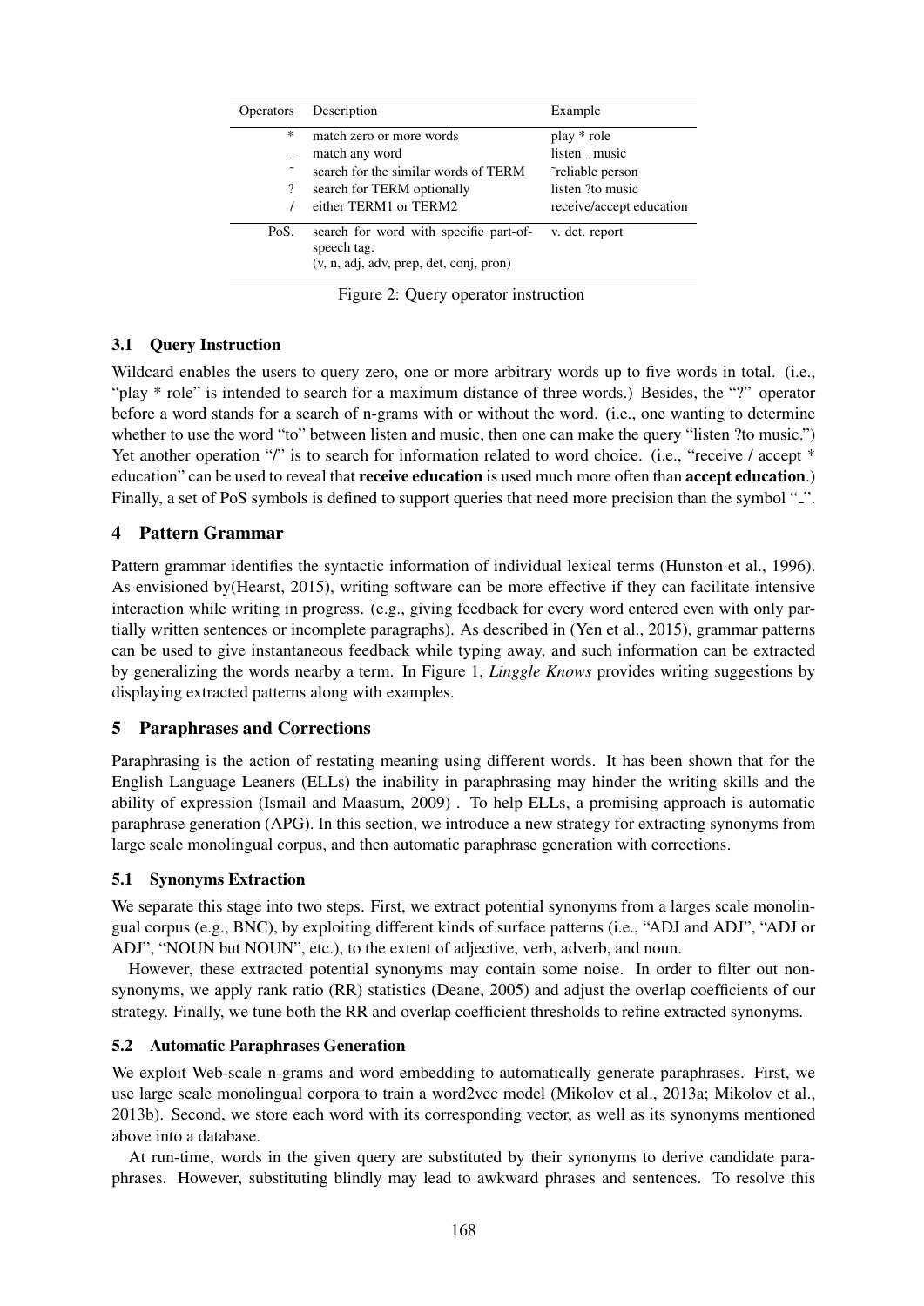| Operators | Description | Example |
|---|---|---|
| * | match zero or more words | play * role |
| _ | match any word | listen _ music |
| ~ | search for the similar words of TERM | ~reliable person |
| ? | search for TERM optionally | listen ?to music |
| / | either TERM1 or TERM2 | receive/accept education |
| PoS. | search for word with specific part-of-speech tag. (v, n, adj, adv, prep, det, conj, pron) | v. det. report |

Figure 2: Query operator instruction

### 3.1 Query Instruction

Wildcard enables the users to query zero, one or more arbitrary words up to five words in total. (i.e., "play * role" is intended to search for a maximum distance of three words.) Besides, the "?" operator before a word stands for a search of n-grams with or without the word. (i.e., one wanting to determine whether to use the word "to" between listen and music, then one can make the query "listen ?to music.") Yet another operation "/" is to search for information related to word choice. (i.e., "receive / accept * education" can be used to reveal that **receive education** is used much more often than **accept education**.) Finally, a set of PoS symbols is defined to support queries that need more precision than the symbol "_".

## 4 Pattern Grammar

Pattern grammar identifies the syntactic information of individual lexical terms (Hunston et al., 1996). As envisioned by(Hearst, 2015), writing software can be more effective if they can facilitate intensive interaction while writing in progress. (e.g., giving feedback for every word entered even with only partially written sentences or incomplete paragraphs). As described in (Yen et al., 2015), grammar patterns can be used to give instantaneous feedback while typing away, and such information can be extracted by generalizing the words nearby a term. In Figure 1, *Linggle Knows* provides writing suggestions by displaying extracted patterns along with examples.

## 5 Paraphrases and Corrections

Paraphrasing is the action of restating meaning using different words. It has been shown that for the English Language Leaners (ELLs) the inability in paraphrasing may hinder the writing skills and the ability of expression (Ismail and Maasum, 2009) . To help ELLs, a promising approach is automatic paraphrase generation (APG). In this section, we introduce a new strategy for extracting synonyms from large scale monolingual corpus, and then automatic paraphrase generation with corrections.

### 5.1 Synonyms Extraction

We separate this stage into two steps. First, we extract potential synonyms from a larges scale monolingual corpus (e.g., BNC), by exploiting different kinds of surface patterns (i.e., "ADJ and ADJ", "ADJ or ADJ", "NOUN but NOUN", etc.), to the extent of adjective, verb, adverb, and noun.

However, these extracted potential synonyms may contain some noise. In order to filter out non-synonyms, we apply rank ratio (RR) statistics (Deane, 2005) and adjust the overlap coefficients of our strategy. Finally, we tune both the RR and overlap coefficient thresholds to refine extracted synonyms.

### 5.2 Automatic Paraphrases Generation

We exploit Web-scale n-grams and word embedding to automatically generate paraphrases. First, we use large scale monolingual corpora to train a word2vec model (Mikolov et al., 2013a; Mikolov et al., 2013b). Second, we store each word with its corresponding vector, as well as its synonyms mentioned above into a database.

At run-time, words in the given query are substituted by their synonyms to derive candidate paraphrases. However, substituting blindly may lead to awkward phrases and sentences. To resolve this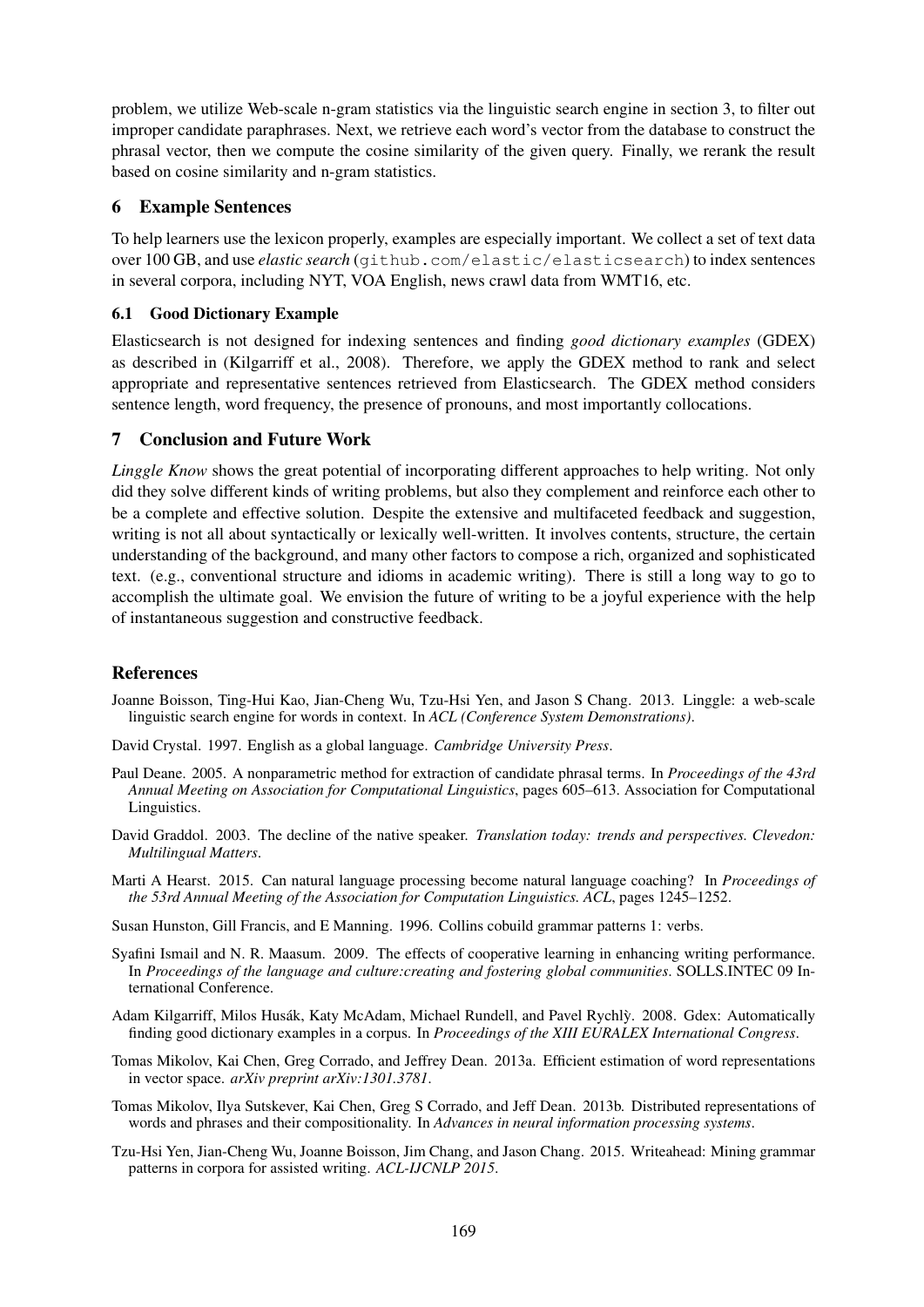problem, we utilize Web-scale n-gram statistics via the linguistic search engine in section 3, to filter out improper candidate paraphrases. Next, we retrieve each word's vector from the database to construct the phrasal vector, then we compute the cosine similarity of the given query. Finally, we rerank the result based on cosine similarity and n-gram statistics.

## 6 Example Sentences

To help learners use the lexicon properly, examples are especially important. We collect a set of text data over 100 GB, and use *elastic search* (`github.com/elastic/elasticsearch`) to index sentences in several corpora, including NYT, VOA English, news crawl data from WMT16, etc.

### 6.1 Good Dictionary Example

Elasticsearch is not designed for indexing sentences and finding *good dictionary examples* (GDEX) as described in (Kilgarriff et al., 2008). Therefore, we apply the GDEX method to rank and select appropriate and representative sentences retrieved from Elasticsearch. The GDEX method considers sentence length, word frequency, the presence of pronouns, and most importantly collocations.

## 7 Conclusion and Future Work

*Linggle Know* shows the great potential of incorporating different approaches to help writing. Not only did they solve different kinds of writing problems, but also they complement and reinforce each other to be a complete and effective solution. Despite the extensive and multifaceted feedback and suggestion, writing is not all about syntactically or lexically well-written. It involves contents, structure, the certain understanding of the background, and many other factors to compose a rich, organized and sophisticated text. (e.g., conventional structure and idioms in academic writing). There is still a long way to go to accomplish the ultimate goal. We envision the future of writing to be a joyful experience with the help of instantaneous suggestion and constructive feedback.

## References

Joanne Boisson, Ting-Hui Kao, Jian-Cheng Wu, Tzu-Hsi Yen, and Jason S Chang. 2013. Linggle: a web-scale linguistic search engine for words in context. In *ACL (Conference System Demonstrations)*.

David Crystal. 1997. English as a global language. *Cambridge University Press*.

Paul Deane. 2005. A nonparametric method for extraction of candidate phrasal terms. In *Proceedings of the 43rd Annual Meeting on Association for Computational Linguistics*, pages 605–613. Association for Computational Linguistics.

David Graddol. 2003. The decline of the native speaker. *Translation today: trends and perspectives. Clevedon: Multilingual Matters*.

Marti A Hearst. 2015. Can natural language processing become natural language coaching? In *Proceedings of the 53rd Annual Meeting of the Association for Computation Linguistics. ACL*, pages 1245–1252.

Susan Hunston, Gill Francis, and E Manning. 1996. Collins cobuild grammar patterns 1: verbs.

Syafini Ismail and N. R. Maasum. 2009. The effects of cooperative learning in enhancing writing performance. In *Proceedings of the language and culture:creating and fostering global communities*. SOLLS.INTEC 09 International Conference.

Adam Kilgarriff, Milos Husák, Katy McAdam, Michael Rundell, and Pavel Rychlỳ. 2008. Gdex: Automatically finding good dictionary examples in a corpus. In *Proceedings of the XIII EURALEX International Congress*.

Tomas Mikolov, Kai Chen, Greg Corrado, and Jeffrey Dean. 2013a. Efficient estimation of word representations in vector space. *arXiv preprint arXiv:1301.3781*.

Tomas Mikolov, Ilya Sutskever, Kai Chen, Greg S Corrado, and Jeff Dean. 2013b. Distributed representations of words and phrases and their compositionality. In *Advances in neural information processing systems*.

Tzu-Hsi Yen, Jian-Cheng Wu, Joanne Boisson, Jim Chang, and Jason Chang. 2015. Writeahead: Mining grammar patterns in corpora for assisted writing. *ACL-IJCNLP 2015*.